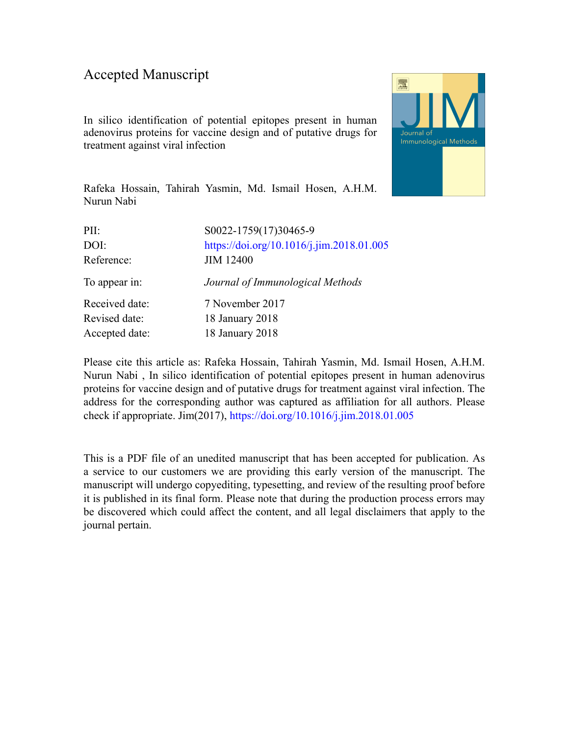# Accepted Manuscript

In silico identification of potential epitopes present in human adenovirus proteins for vaccine design and of putative drugs for treatment against viral infection

Rafeka Hossain, Tahirah Yasmin, Md. Ismail Hosen, A.H.M. Nurun Nabi

| | |
|---|---|
| PII: | S0022-1759(17)30465-9 |
| DOI: | https://doi.org/10.1016/j.jim.2018.01.005 |
| Reference: | JIM 12400 |
| To appear in: | *Journal of Immunological Methods* |
| Received date: | 7 November 2017 |
| Revised date: | 18 January 2018 |
| Accepted date: | 18 January 2018 |

Please cite this article as: Rafeka Hossain, Tahirah Yasmin, Md. Ismail Hosen, A.H.M. Nurun Nabi , In silico identification of potential epitopes present in human adenovirus proteins for vaccine design and of putative drugs for treatment against viral infection. The address for the corresponding author was captured as affiliation for all authors. Please check if appropriate. Jim(2017), https://doi.org/10.1016/j.jim.2018.01.005

This is a PDF file of an unedited manuscript that has been accepted for publication. As a service to our customers we are providing this early version of the manuscript. The manuscript will undergo copyediting, typesetting, and review of the resulting proof before it is published in its final form. Please note that during the production process errors may be discovered which could affect the content, and all legal disclaimers that apply to the journal pertain.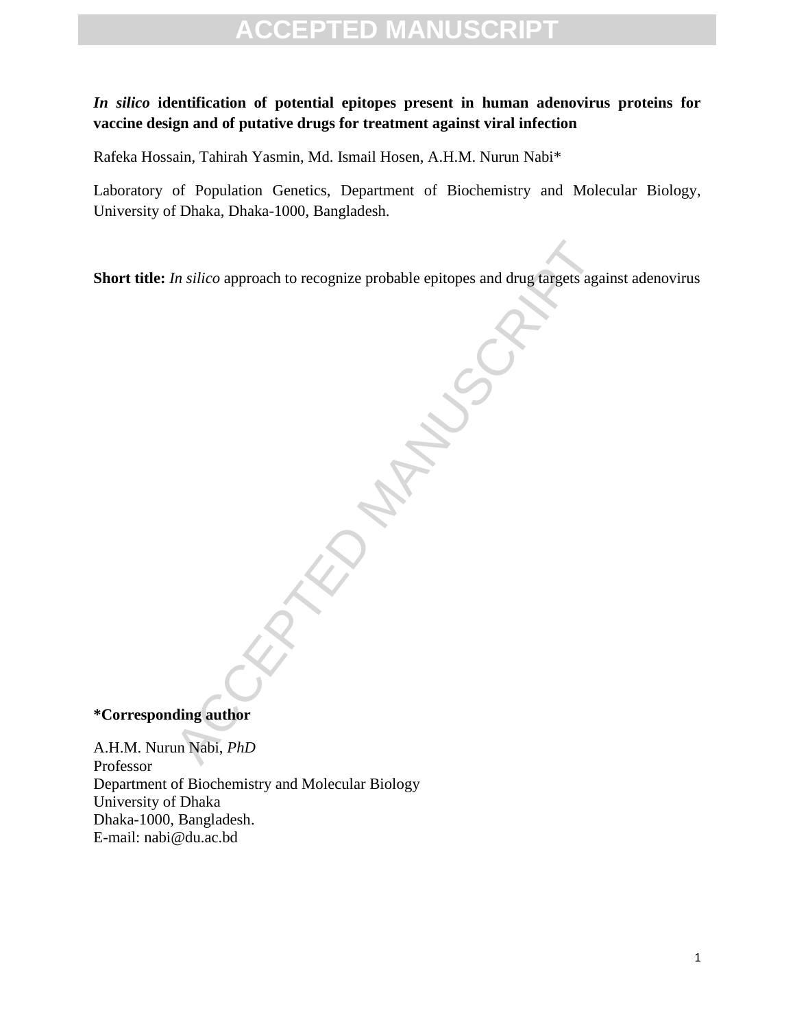***In silico* identification of potential epitopes present in human adenovirus proteins for vaccine design and of putative drugs for treatment against viral infection**

Rafeka Hossain, Tahirah Yasmin, Md. Ismail Hosen, A.H.M. Nurun Nabi*

Laboratory of Population Genetics, Department of Biochemistry and Molecular Biology, University of Dhaka, Dhaka-1000, Bangladesh.

**Short title:** *In silico* approach to recognize probable epitopes and drug targets against adenovirus

**\*Corresponding author**

A.H.M. Nurun Nabi, *PhD*
Professor
Department of Biochemistry and Molecular Biology
University of Dhaka
Dhaka-1000, Bangladesh.
E-mail: nabi@du.ac.bd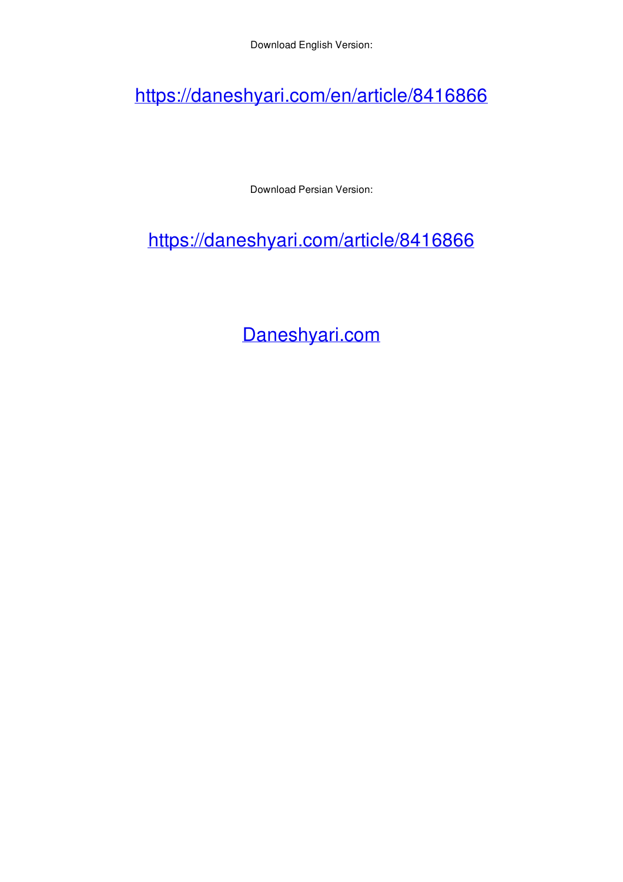Download English Version:

https://daneshyari.com/en/article/8416866

Download Persian Version:

https://daneshyari.com/article/8416866

Daneshyari.com